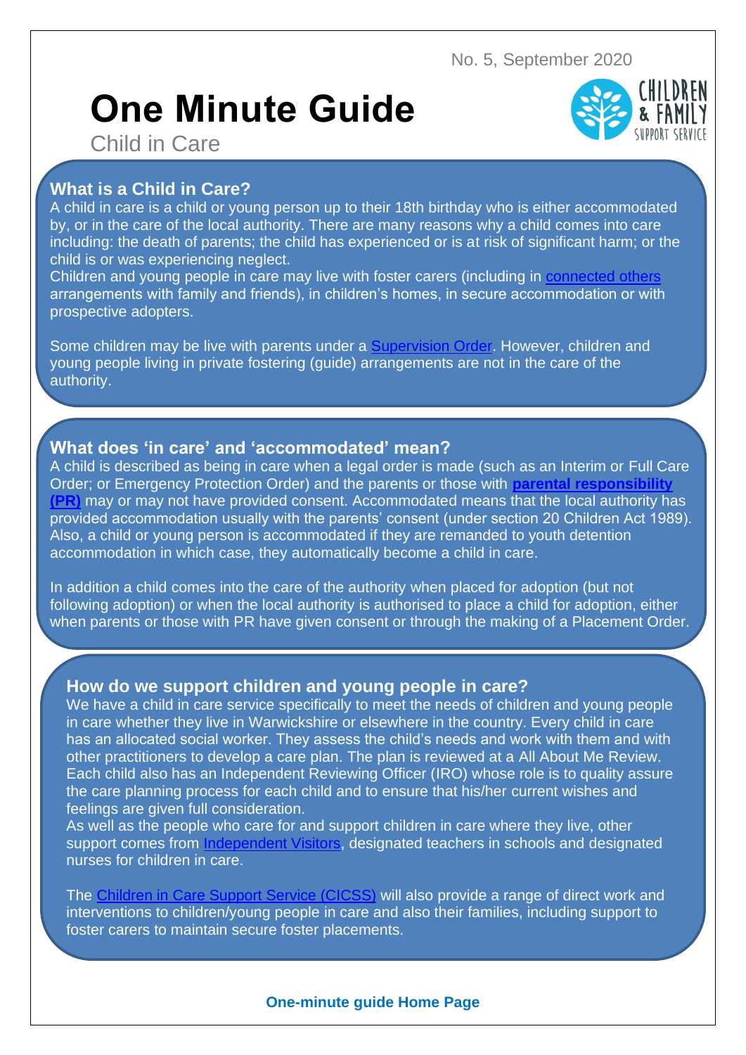No. 5, September 2020

# One Minute Guide

Child in Care

## What is a Child in Care?

A child in care is a child or young person up to their 18th birthday who is either accommodated by, or in the care of the local authority. There are many reasons why a child comes into care including: the death of parents; the child has experienced or is at risk of significant harm; or the child is or was experiencing neglect.

Children and young people in care may live with foster carers (including in connected others arrangements with family and friends), in children's homes, in secure accommodation or with prospective adopters.

Some children may be live with parents under a Supervision Order. However, children and young people living in private fostering (guide) arrangements are not in the care of the authority.

## What does 'in care' and 'accommodated' mean?

A child is described as being in care when a legal order is made (such as an Interim or Full Care Order; or Emergency Protection Order) and the parents or those with **parental responsibility (PR)** may or may not have provided consent. Accommodated means that the local authority has provided accommodation usually with the parents' consent (under section 20 Children Act 1989). Also, a child or young person is accommodated if they are remanded to youth detention accommodation in which case, they automatically become a child in care.

In addition a child comes into the care of the authority when placed for adoption (but not following adoption) or when the local authority is authorised to place a child for adoption, either when parents or those with PR have given consent or through the making of a Placement Order.

## How do we support children and young people in care?

We have a child in care service specifically to meet the needs of children and young people in care whether they live in Warwickshire or elsewhere in the country. Every child in care has an allocated social worker. They assess the child's needs and work with them and with other practitioners to develop a care plan. The plan is reviewed at a All About Me Review. Each child also has an Independent Reviewing Officer (IRO) whose role is to quality assure the care planning process for each child and to ensure that his/her current wishes and feelings are given full consideration.

As well as the people who care for and support children in care where they live, other support comes from Independent Visitors, designated teachers in schools and designated nurses for children in care.

The Children in Care Support Service (CICSS) will also provide a range of direct work and interventions to children/young people in care and also their families, including support to foster carers to maintain secure foster placements.

**One-minute guide Home Page**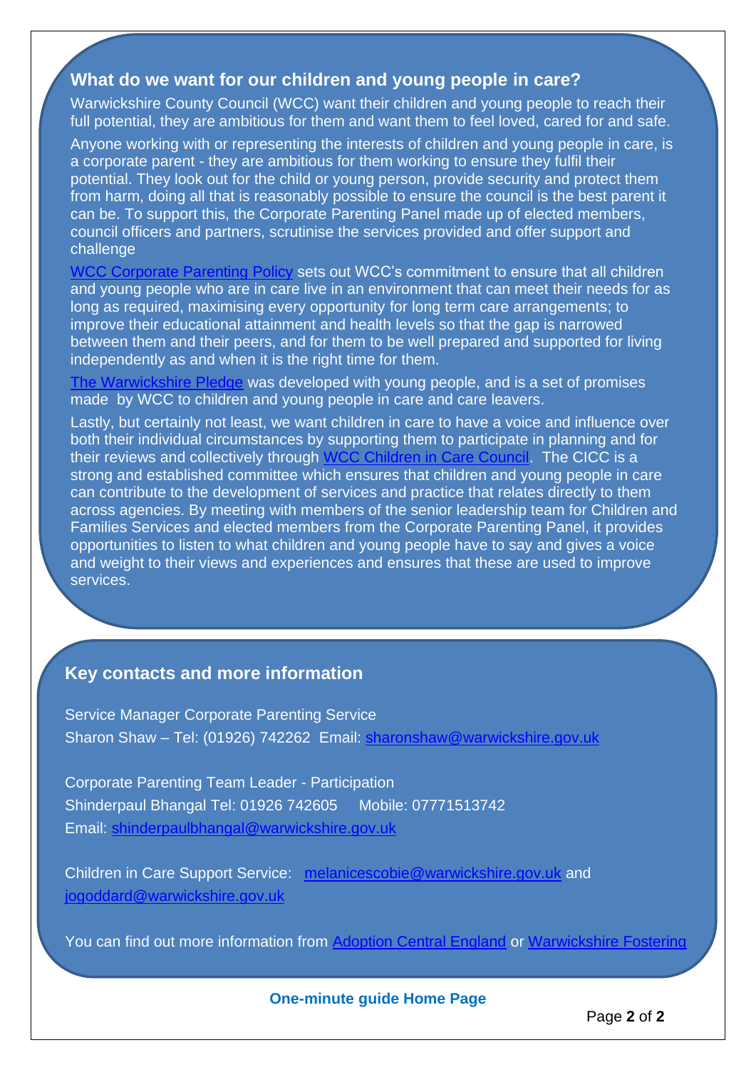## What do we want for our children and young people in care?

Warwickshire County Council (WCC) want their children and young people to reach their full potential, they are ambitious for them and want them to feel loved, cared for and safe.

Anyone working with or representing the interests of children and young people in care, is a corporate parent - they are ambitious for them working to ensure they fulfil their potential. They look out for the child or young person, provide security and protect them from harm, doing all that is reasonably possible to ensure the council is the best parent it can be. To support this, the Corporate Parenting Panel made up of elected members, council officers and partners, scrutinise the services provided and offer support and challenge

WCC Corporate Parenting Policy sets out WCC's commitment to ensure that all children and young people who are in care live in an environment that can meet their needs for as long as required, maximising every opportunity for long term care arrangements; to improve their educational attainment and health levels so that the gap is narrowed between them and their peers, and for them to be well prepared and supported for living independently as and when it is the right time for them.

The Warwickshire Pledge was developed with young people, and is a set of promises made by WCC to children and young people in care and care leavers.

Lastly, but certainly not least, we want children in care to have a voice and influence over both their individual circumstances by supporting them to participate in planning and for their reviews and collectively through WCC Children in Care Council. The CICC is a strong and established committee which ensures that children and young people in care can contribute to the development of services and practice that relates directly to them across agencies. By meeting with members of the senior leadership team for Children and Families Services and elected members from the Corporate Parenting Panel, it provides opportunities to listen to what children and young people have to say and gives a voice and weight to their views and experiences and ensures that these are used to improve services.

## Key contacts and more information

Service Manager Corporate Parenting Service
Sharon Shaw – Tel: (01926) 742262 Email: sharonshaw@warwickshire.gov.uk

Corporate Parenting Team Leader - Participation
Shinderpaul Bhangal Tel: 01926 742605 Mobile: 07771513742
Email: shinderpaulbhangal@warwickshire.gov.uk

Children in Care Support Service: melanicescobie@warwickshire.gov.uk and jogoddard@warwickshire.gov.uk

You can find out more information from Adoption Central England or Warwickshire Fostering

**One-minute guide Home Page**